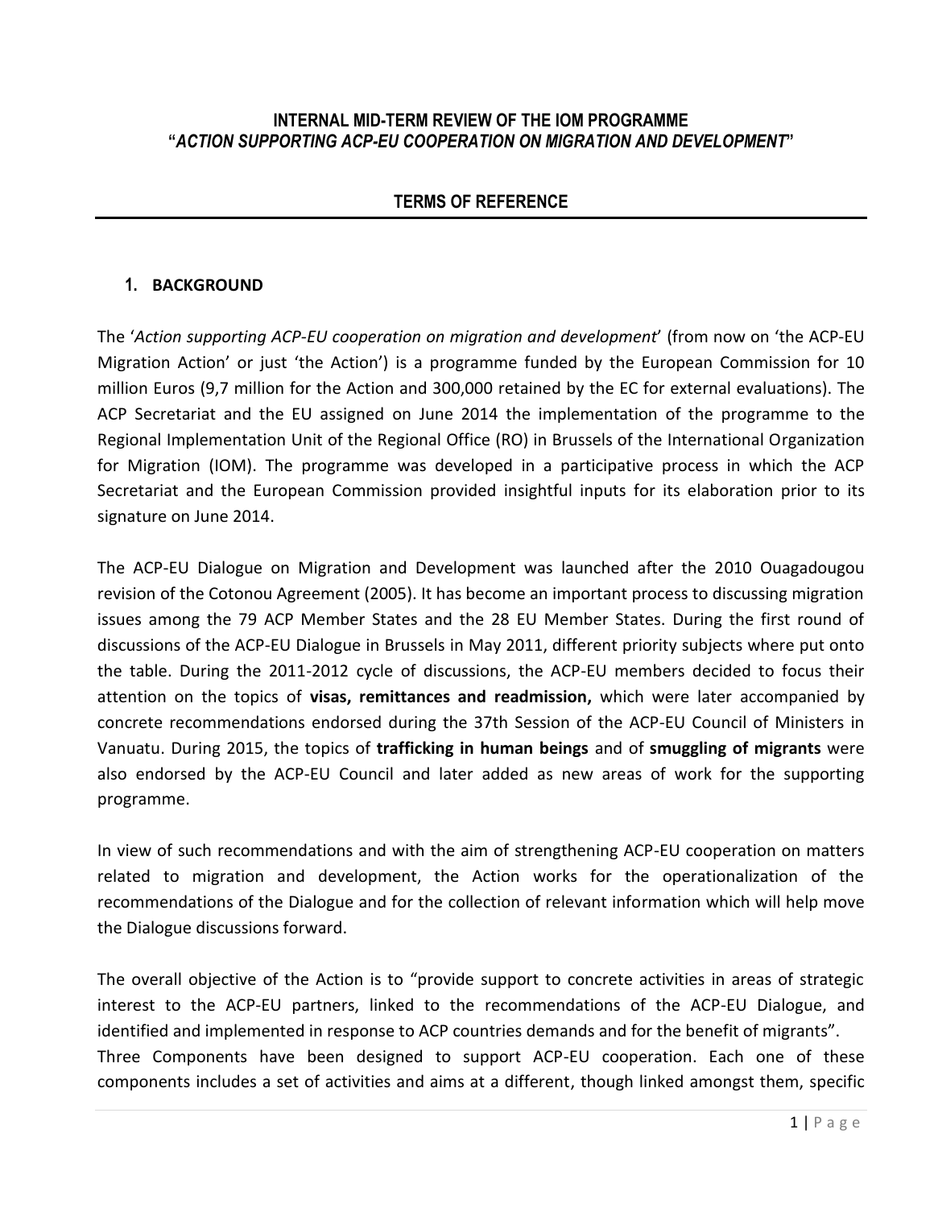**INTERNAL MID-TERM REVIEW OF THE IOM PROGRAMME**
**"*ACTION SUPPORTING ACP-EU COOPERATION ON MIGRATION AND DEVELOPMENT*"**

**TERMS OF REFERENCE**

## 1. BACKGROUND

The '*Action supporting ACP-EU cooperation on migration and development*' (from now on 'the ACP-EU Migration Action' or just 'the Action') is a programme funded by the European Commission for 10 million Euros (9,7 million for the Action and 300,000 retained by the EC for external evaluations). The ACP Secretariat and the EU assigned on June 2014 the implementation of the programme to the Regional Implementation Unit of the Regional Office (RO) in Brussels of the International Organization for Migration (IOM). The programme was developed in a participative process in which the ACP Secretariat and the European Commission provided insightful inputs for its elaboration prior to its signature on June 2014.

The ACP-EU Dialogue on Migration and Development was launched after the 2010 Ouagadougou revision of the Cotonou Agreement (2005). It has become an important process to discussing migration issues among the 79 ACP Member States and the 28 EU Member States. During the first round of discussions of the ACP-EU Dialogue in Brussels in May 2011, different priority subjects where put onto the table. During the 2011-2012 cycle of discussions, the ACP-EU members decided to focus their attention on the topics of **visas, remittances and readmission,** which were later accompanied by concrete recommendations endorsed during the 37th Session of the ACP-EU Council of Ministers in Vanuatu. During 2015, the topics of **trafficking in human beings** and of **smuggling of migrants** were also endorsed by the ACP-EU Council and later added as new areas of work for the supporting programme.

In view of such recommendations and with the aim of strengthening ACP-EU cooperation on matters related to migration and development, the Action works for the operationalization of the recommendations of the Dialogue and for the collection of relevant information which will help move the Dialogue discussions forward.

The overall objective of the Action is to "provide support to concrete activities in areas of strategic interest to the ACP-EU partners, linked to the recommendations of the ACP-EU Dialogue, and identified and implemented in response to ACP countries demands and for the benefit of migrants".
Three Components have been designed to support ACP-EU cooperation. Each one of these components includes a set of activities and aims at a different, though linked amongst them, specific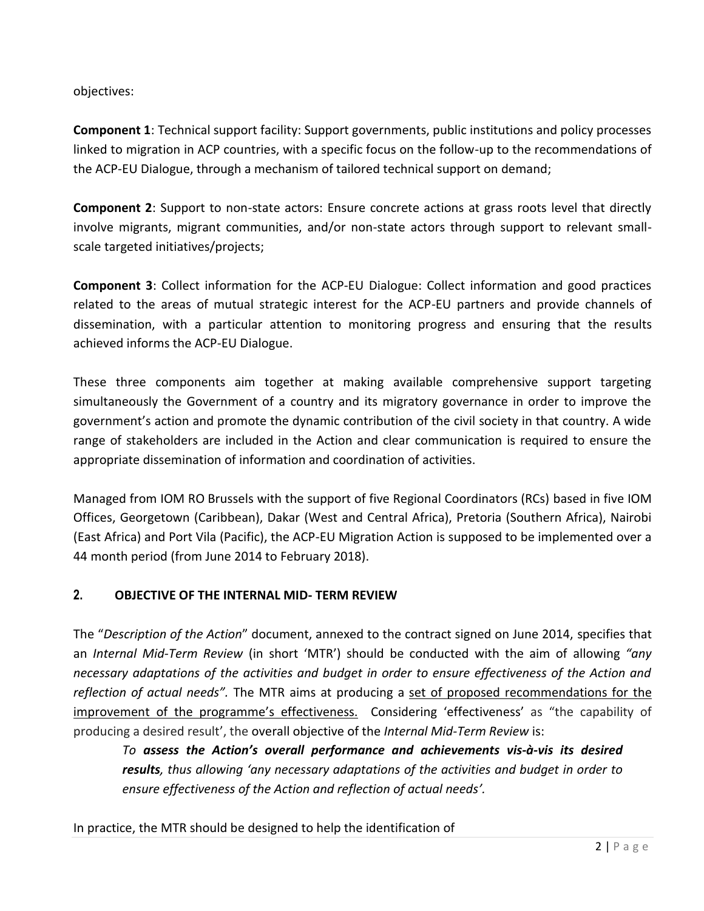objectives:

**Component 1**: Technical support facility: Support governments, public institutions and policy processes linked to migration in ACP countries, with a specific focus on the follow-up to the recommendations of the ACP-EU Dialogue, through a mechanism of tailored technical support on demand;

**Component 2**: Support to non-state actors: Ensure concrete actions at grass roots level that directly involve migrants, migrant communities, and/or non-state actors through support to relevant small-scale targeted initiatives/projects;

**Component 3**: Collect information for the ACP-EU Dialogue: Collect information and good practices related to the areas of mutual strategic interest for the ACP-EU partners and provide channels of dissemination, with a particular attention to monitoring progress and ensuring that the results achieved informs the ACP-EU Dialogue.

These three components aim together at making available comprehensive support targeting simultaneously the Government of a country and its migratory governance in order to improve the government's action and promote the dynamic contribution of the civil society in that country. A wide range of stakeholders are included in the Action and clear communication is required to ensure the appropriate dissemination of information and coordination of activities.

Managed from IOM RO Brussels with the support of five Regional Coordinators (RCs) based in five IOM Offices, Georgetown (Caribbean), Dakar (West and Central Africa), Pretoria (Southern Africa), Nairobi (East Africa) and Port Vila (Pacific), the ACP-EU Migration Action is supposed to be implemented over a 44 month period (from June 2014 to February 2018).

## 2. OBJECTIVE OF THE INTERNAL MID- TERM REVIEW

The "*Description of the Action*" document, annexed to the contract signed on June 2014, specifies that an *Internal Mid-Term Review* (in short 'MTR') should be conducted with the aim of allowing *"any necessary adaptations of the activities and budget in order to ensure effectiveness of the Action and reflection of actual needs".* The MTR aims at producing a set of proposed recommendations for the improvement of the programme's effectiveness. Considering 'effectiveness' as "the capability of producing a desired result', the overall objective of the *Internal Mid-Term Review* is:

> *To **assess the Action's overall performance and achievements vis-à-vis its desired results**, thus allowing 'any necessary adaptations of the activities and budget in order to ensure effectiveness of the Action and reflection of actual needs'.*

In practice, the MTR should be designed to help the identification of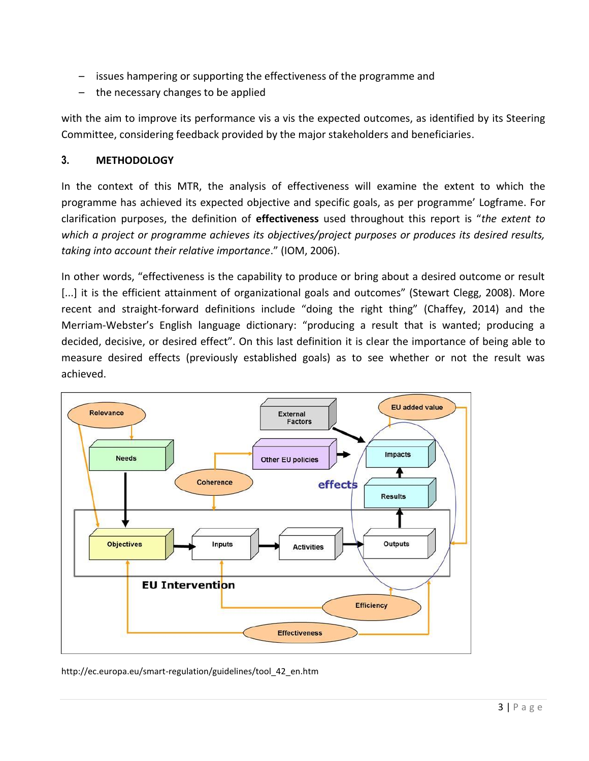- issues hampering or supporting the effectiveness of the programme and
- the necessary changes to be applied

with the aim to improve its performance vis a vis the expected outcomes, as identified by its Steering Committee, considering feedback provided by the major stakeholders and beneficiaries.

## 3. METHODOLOGY

In the context of this MTR, the analysis of effectiveness will examine the extent to which the programme has achieved its expected objective and specific goals, as per programme' Logframe. For clarification purposes, the definition of **effectiveness** used throughout this report is "*the extent to which a project or programme achieves its objectives/project purposes or produces its desired results, taking into account their relative importance*." (IOM, 2006).

In other words, "effectiveness is the capability to produce or bring about a desired outcome or result [...] it is the efficient attainment of organizational goals and outcomes" (Stewart Clegg, 2008). More recent and straight-forward definitions include "doing the right thing" (Chaffey, 2014) and the Merriam-Webster's English language dictionary: "producing a result that is wanted; producing a decided, decisive, or desired effect". On this last definition it is clear the importance of being able to measure desired effects (previously established goals) as to see whether or not the result was achieved.

http://ec.europa.eu/smart-regulation/guidelines/tool_42_en.htm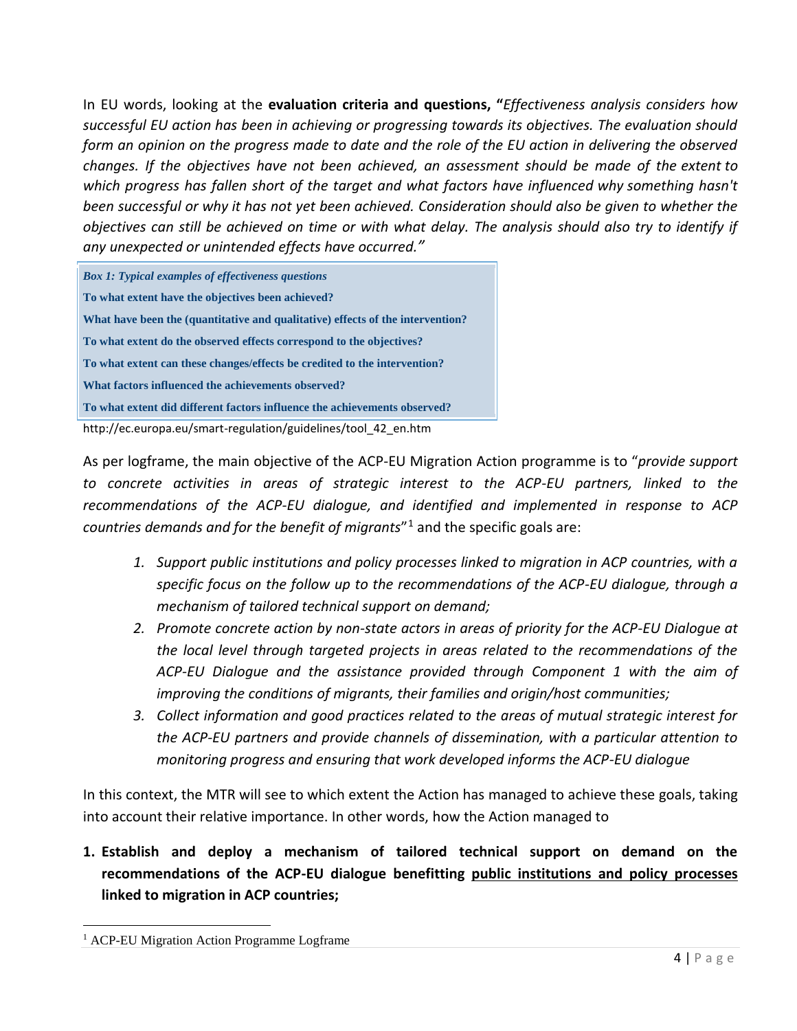In EU words, looking at the **evaluation criteria and questions, "***Effectiveness analysis considers how successful EU action has been in achieving or progressing towards its objectives. The evaluation should form an opinion on the progress made to date and the role of the EU action in delivering the observed changes. If the objectives have not been achieved, an assessment should be made of the extent to which progress has fallen short of the target and what factors have influenced why something hasn't been successful or why it has not yet been achieved. Consideration should also be given to whether the objectives can still be achieved on time or with what delay. The analysis should also try to identify if any unexpected or unintended effects have occurred."*

> ***Box 1: Typical examples of effectiveness questions***
>
> **To what extent have the objectives been achieved?**
>
> **What have been the (quantitative and qualitative) effects of the intervention?**
>
> **To what extent do the observed effects correspond to the objectives?**
>
> **To what extent can these changes/effects be credited to the intervention?**
>
> **What factors influenced the achievements observed?**
>
> **To what extent did different factors influence the achievements observed?**

http://ec.europa.eu/smart-regulation/guidelines/tool_42_en.htm

As per logframe, the main objective of the ACP-EU Migration Action programme is to "*provide support to concrete activities in areas of strategic interest to the ACP-EU partners, linked to the recommendations of the ACP-EU dialogue, and identified and implemented in response to ACP countries demands and for the benefit of migrants*"[1] and the specific goals are:

1. *Support public institutions and policy processes linked to migration in ACP countries, with a specific focus on the follow up to the recommendations of the ACP-EU dialogue, through a mechanism of tailored technical support on demand;*
2. *Promote concrete action by non-state actors in areas of priority for the ACP-EU Dialogue at the local level through targeted projects in areas related to the recommendations of the ACP-EU Dialogue and the assistance provided through Component 1 with the aim of improving the conditions of migrants, their families and origin/host communities;*
3. *Collect information and good practices related to the areas of mutual strategic interest for the ACP-EU partners and provide channels of dissemination, with a particular attention to monitoring progress and ensuring that work developed informs the ACP-EU dialogue*

In this context, the MTR will see to which extent the Action has managed to achieve these goals, taking into account their relative importance. In other words, how the Action managed to

1. **Establish and deploy a mechanism of tailored technical support on demand on the recommendations of the ACP-EU dialogue benefitting <u>public institutions and policy processes</u> linked to migration in ACP countries;**

[1] ACP-EU Migration Action Programme Logframe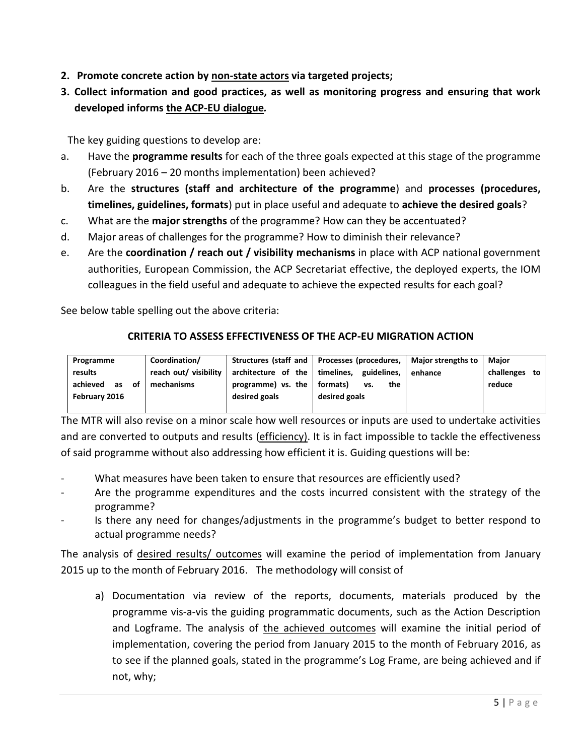2. **Promote concrete action by <u>non-state actors</u> via targeted projects;**
3. **Collect information and good practices, as well as monitoring progress and ensuring that work developed informs <u>the ACP-EU dialogue</u>.**

The key guiding questions to develop are:

a. Have the **programme results** for each of the three goals expected at this stage of the programme (February 2016 – 20 months implementation) been achieved?
b. Are the **structures (staff and architecture of the programme**) and **processes (procedures, timelines, guidelines, formats**) put in place useful and adequate to **achieve the desired goals**?
c. What are the **major strengths** of the programme? How can they be accentuated?
d. Major areas of challenges for the programme? How to diminish their relevance?
e. Are the **coordination / reach out / visibility mechanisms** in place with ACP national government authorities, European Commission, the ACP Secretariat effective, the deployed experts, the IOM colleagues in the field useful and adequate to achieve the expected results for each goal?

See below table spelling out the above criteria:

**CRITERIA TO ASSESS EFFECTIVENESS OF THE ACP-EU MIGRATION ACTION**

| Programme results achieved as of February 2016 | Coordination/ reach out/ visibility mechanisms | Structures (staff and architecture of the programme) vs. the desired goals | Processes (procedures, timelines, guidelines, formats) vs. the desired goals | Major strengths to enhance | Major challenges to reduce |
|---|---|---|---|---|---|

The MTR will also revise on a minor scale how well resources or inputs are used to undertake activities and are converted to outputs and results (<u>efficiency</u>). It is in fact impossible to tackle the effectiveness of said programme without also addressing how efficient it is. Guiding questions will be:

- What measures have been taken to ensure that resources are efficiently used?
- Are the programme expenditures and the costs incurred consistent with the strategy of the programme?
- Is there any need for changes/adjustments in the programme's budget to better respond to actual programme needs?

The analysis of <u>desired results/ outcomes</u> will examine the period of implementation from January 2015 up to the month of February 2016. The methodology will consist of

a) Documentation via review of the reports, documents, materials produced by the programme vis-a-vis the guiding programmatic documents, such as the Action Description and Logframe. The analysis of <u>the achieved outcomes</u> will examine the initial period of implementation, covering the period from January 2015 to the month of February 2016, as to see if the planned goals, stated in the programme's Log Frame, are being achieved and if not, why;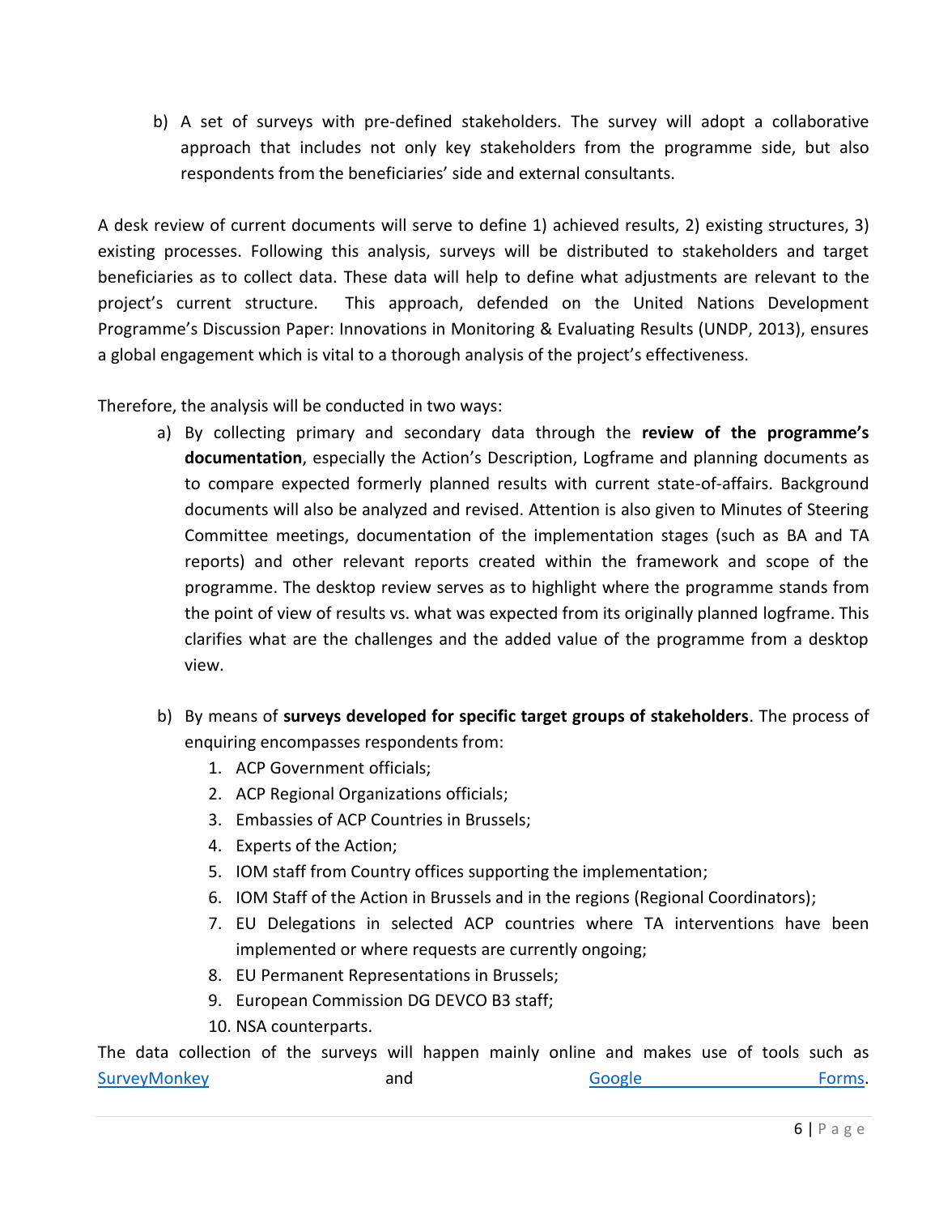b) A set of surveys with pre-defined stakeholders. The survey will adopt a collaborative approach that includes not only key stakeholders from the programme side, but also respondents from the beneficiaries' side and external consultants.

A desk review of current documents will serve to define 1) achieved results, 2) existing structures, 3) existing processes. Following this analysis, surveys will be distributed to stakeholders and target beneficiaries as to collect data. These data will help to define what adjustments are relevant to the project's current structure. This approach, defended on the United Nations Development Programme's Discussion Paper: Innovations in Monitoring & Evaluating Results (UNDP, 2013), ensures a global engagement which is vital to a thorough analysis of the project's effectiveness.

Therefore, the analysis will be conducted in two ways:

a) By collecting primary and secondary data through the **review of the programme's documentation**, especially the Action's Description, Logframe and planning documents as to compare expected formerly planned results with current state-of-affairs. Background documents will also be analyzed and revised. Attention is also given to Minutes of Steering Committee meetings, documentation of the implementation stages (such as BA and TA reports) and other relevant reports created within the framework and scope of the programme. The desktop review serves as to highlight where the programme stands from the point of view of results vs. what was expected from its originally planned logframe. This clarifies what are the challenges and the added value of the programme from a desktop view.

b) By means of **surveys developed for specific target groups of stakeholders**. The process of enquiring encompasses respondents from:
   1. ACP Government officials;
   2. ACP Regional Organizations officials;
   3. Embassies of ACP Countries in Brussels;
   4. Experts of the Action;
   5. IOM staff from Country offices supporting the implementation;
   6. IOM Staff of the Action in Brussels and in the regions (Regional Coordinators);
   7. EU Delegations in selected ACP countries where TA interventions have been implemented or where requests are currently ongoing;
   8. EU Permanent Representations in Brussels;
   9. European Commission DG DEVCO B3 staff;
   10. NSA counterparts.

The data collection of the surveys will happen mainly online and makes use of tools such as SurveyMonkey and Google Forms.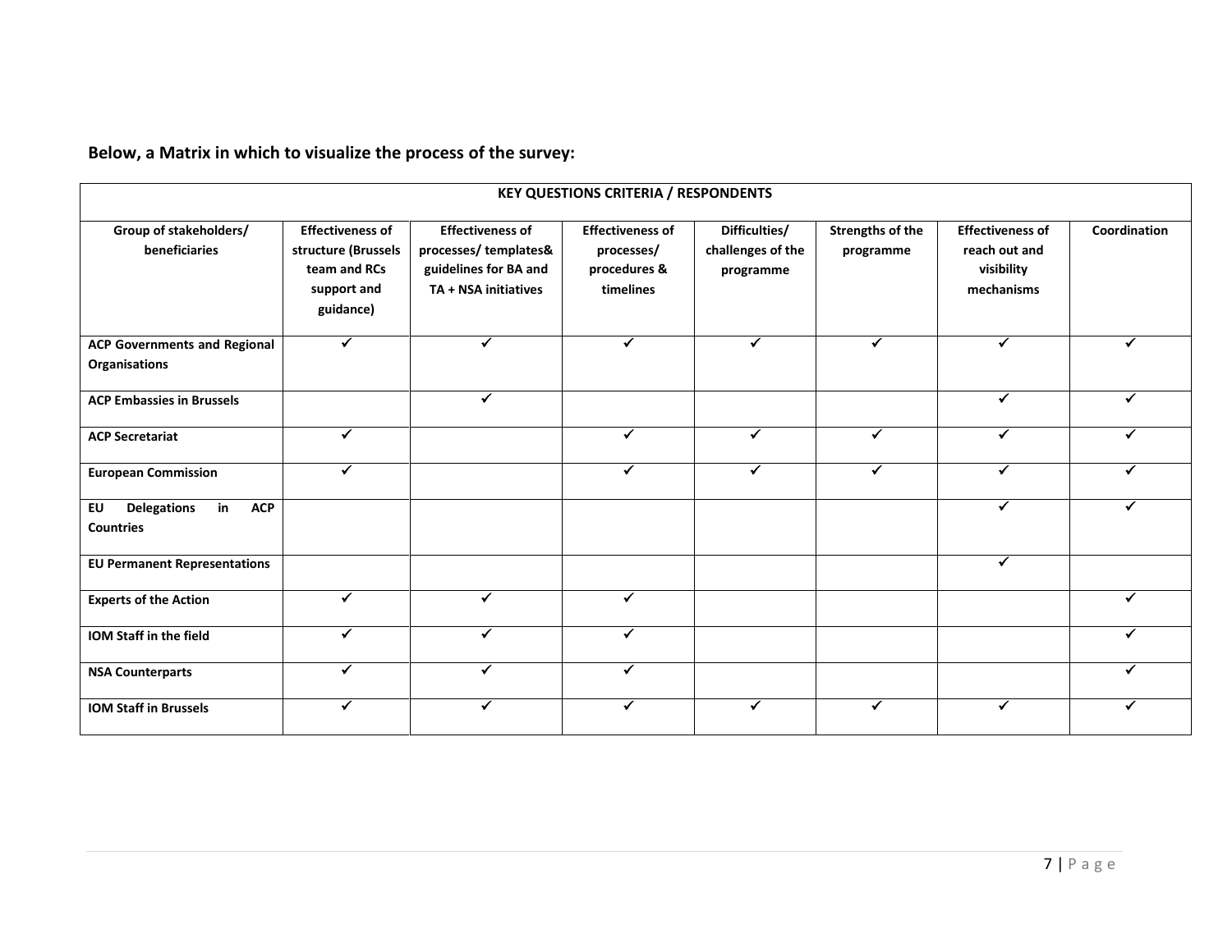**Below, a Matrix in which to visualize the process of the survey:**

| KEY QUESTIONS CRITERIA / RESPONDENTS | | | | | | | |
|---|---|---|---|---|---|---|---|
| **Group of stakeholders/ beneficiaries** | **Effectiveness of structure (Brussels team and RCs support and guidance)** | **Effectiveness of processes/ templates& guidelines for BA and TA + NSA initiatives** | **Effectiveness of processes/ procedures & timelines** | **Difficulties/ challenges of the programme** | **Strengths of the programme** | **Effectiveness of reach out and visibility mechanisms** | **Coordination** |
| **ACP Governments and Regional Organisations** | ✓ | ✓ | ✓ | ✓ | ✓ | ✓ | ✓ |
| **ACP Embassies in Brussels** | | ✓ | | | | ✓ | ✓ |
| **ACP Secretariat** | ✓ | | ✓ | ✓ | ✓ | ✓ | ✓ |
| **European Commission** | ✓ | | ✓ | ✓ | ✓ | ✓ | ✓ |
| **EU Delegations in ACP Countries** | | | | | | ✓ | ✓ |
| **EU Permanent Representations** | | | | | | ✓ | |
| **Experts of the Action** | ✓ | ✓ | ✓ | | | | ✓ |
| **IOM Staff in the field** | ✓ | ✓ | ✓ | | | | ✓ |
| **NSA Counterparts** | ✓ | ✓ | ✓ | | | | ✓ |
| **IOM Staff in Brussels** | ✓ | ✓ | ✓ | ✓ | ✓ | ✓ | ✓ |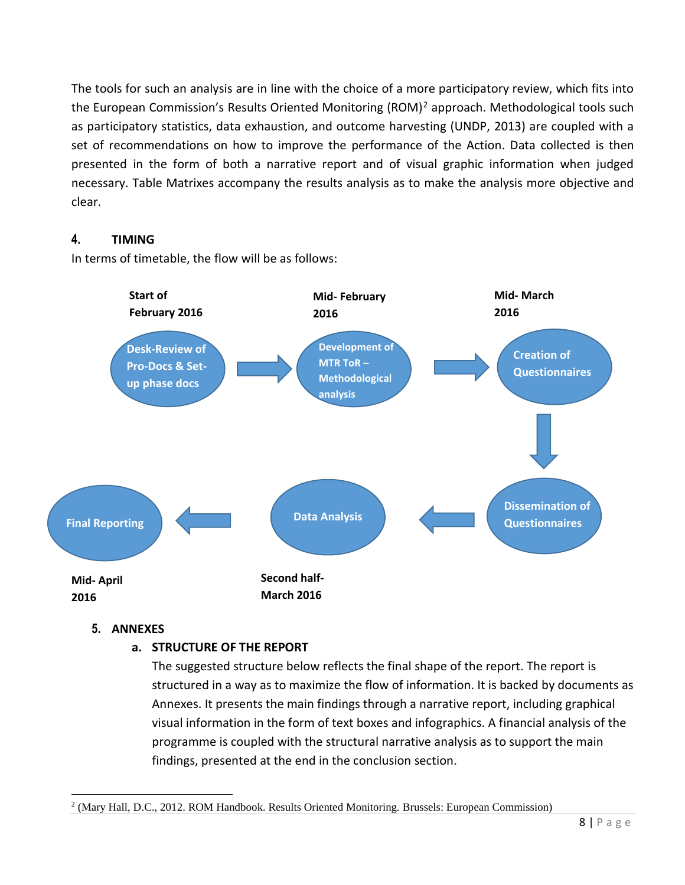The tools for such an analysis are in line with the choice of a more participatory review, which fits into the European Commission's Results Oriented Monitoring (ROM)[2] approach. Methodological tools such as participatory statistics, data exhaustion, and outcome harvesting (UNDP, 2013) are coupled with a set of recommendations on how to improve the performance of the Action. Data collected is then presented in the form of both a narrative report and of visual graphic information when judged necessary. Table Matrixes accompany the results analysis as to make the analysis more objective and clear.

## 4. TIMING

In terms of timetable, the flow will be as follows:

Start of February 2016: Desk-Review of Pro-Docs & Set-up phase docs

Mid- February 2016: Development of MTR ToR – Methodological analysis

Mid- March 2016: Creation of Questionnaires

Dissemination of Questionnaires

Second half- March 2016: Data Analysis

Mid- April 2016: Final Reporting

## 5. ANNEXES

### a. STRUCTURE OF THE REPORT

The suggested structure below reflects the final shape of the report. The report is structured in a way as to maximize the flow of information. It is backed by documents as Annexes. It presents the main findings through a narrative report, including graphical visual information in the form of text boxes and infographics. A financial analysis of the programme is coupled with the structural narrative analysis as to support the main findings, presented at the end in the conclusion section.

---

[2] (Mary Hall, D.C., 2012. ROM Handbook. Results Oriented Monitoring. Brussels: European Commission)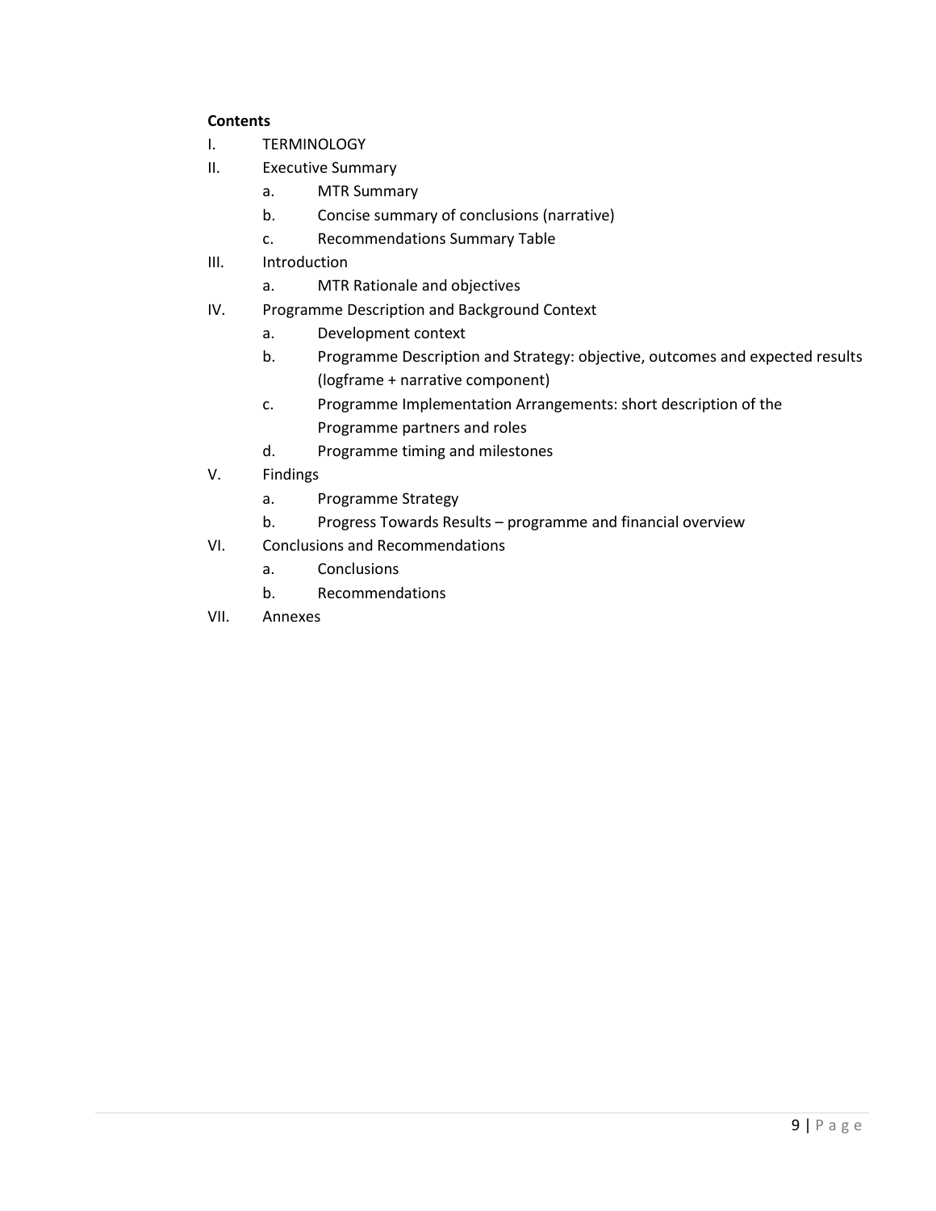**Contents**

I. TERMINOLOGY

II. Executive Summary

   a. MTR Summary

   b. Concise summary of conclusions (narrative)

   c. Recommendations Summary Table

III. Introduction

   a. MTR Rationale and objectives

IV. Programme Description and Background Context

   a. Development context

   b. Programme Description and Strategy: objective, outcomes and expected results (logframe + narrative component)

   c. Programme Implementation Arrangements: short description of the Programme partners and roles

   d. Programme timing and milestones

V. Findings

   a. Programme Strategy

   b. Progress Towards Results – programme and financial overview

VI. Conclusions and Recommendations

   a. Conclusions

   b. Recommendations

VII. Annexes